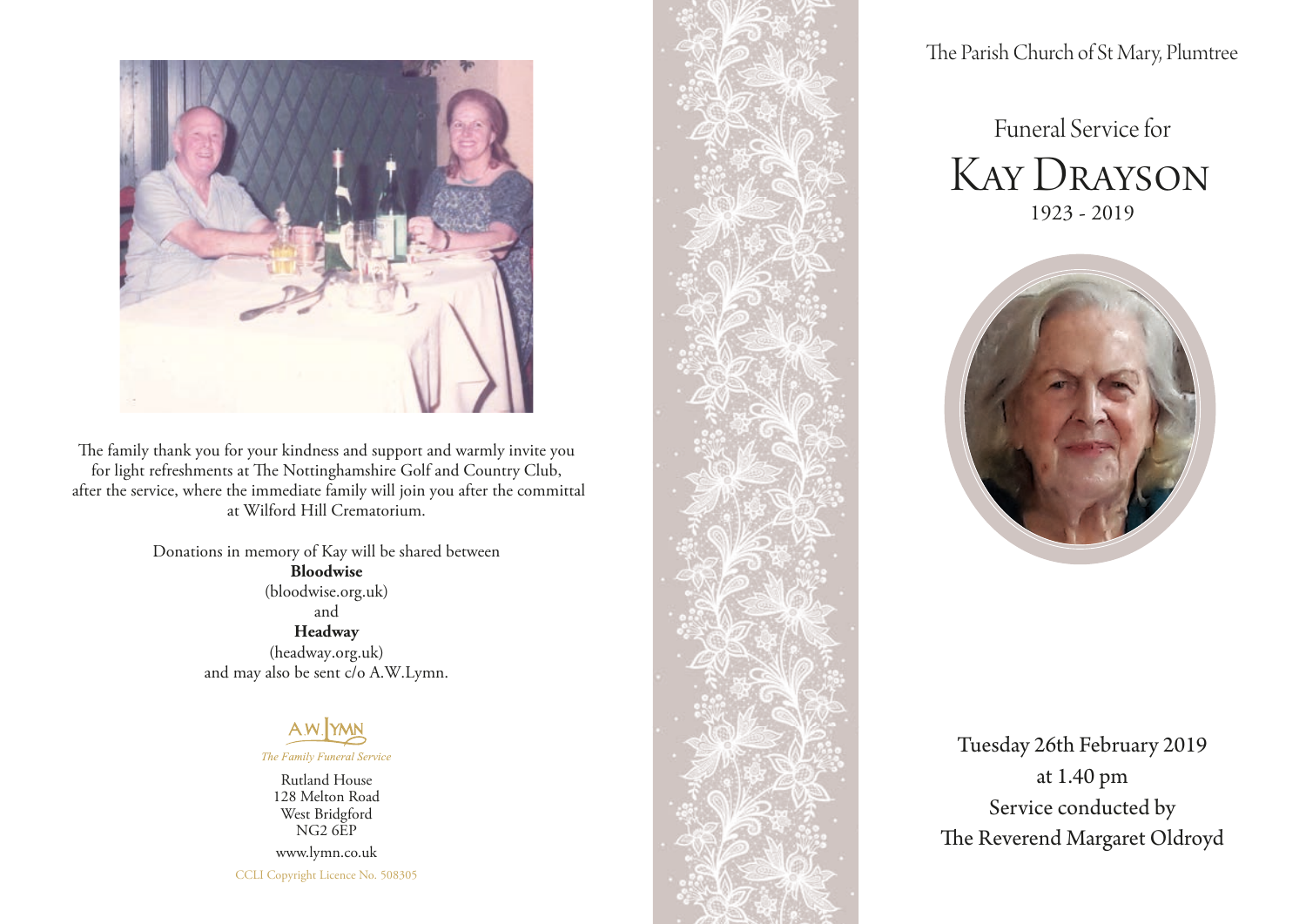The family thank you for your kindness and support and warmly invite you for light refreshments at The Nottinghamshire Golf and Country Club, after the service, where the immediate family will join you after the committal at Wilford Hill Crematorium.

Donations in memory of Kay will be shared between

**Bloodwise**

(bloodwise.org.uk)

and

**Headway**

(headway.org.uk)

and may also be sent c/o A.W.Lymn.

A.W.LYMN

*The Family Funeral Service*

Rutland House
128 Melton Road
West Bridgford
NG2 6EP

www.lymn.co.uk

CCLI Copyright Licence No. 508305

The Parish Church of St Mary, Plumtree

# Funeral Service for
# Kay Drayson

1923 - 2019

Tuesday 26th February 2019
at 1.40 pm
Service conducted by
The Reverend Margaret Oldroyd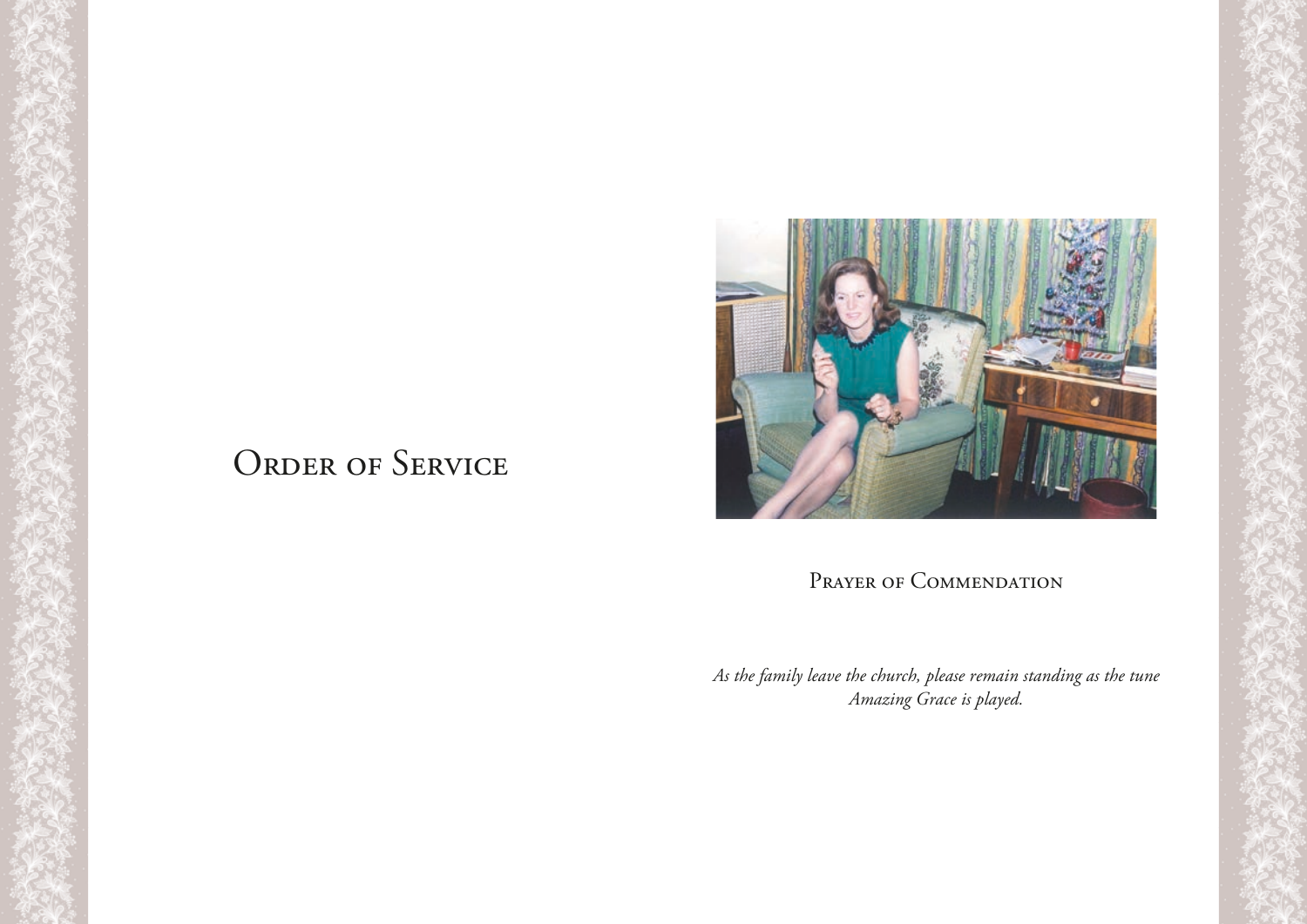# Order of Service

## Prayer of Commendation

*As the family leave the church, please remain standing as the tune Amazing Grace is played.*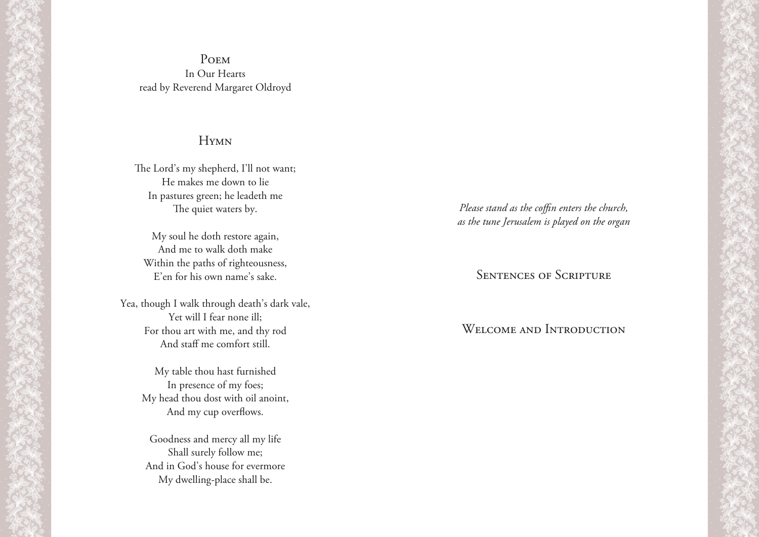## Poem

In Our Hearts
read by Reverend Margaret Oldroyd

## Hymn

The Lord's my shepherd, I'll not want;
He makes me down to lie
In pastures green; he leadeth me
The quiet waters by.

My soul he doth restore again,
And me to walk doth make
Within the paths of righteousness,
E'en for his own name's sake.

Yea, though I walk through death's dark vale,
Yet will I fear none ill;
For thou art with me, and thy rod
And staff me comfort still.

My table thou hast furnished
In presence of my foes;
My head thou dost with oil anoint,
And my cup overflows.

Goodness and mercy all my life
Shall surely follow me;
And in God's house for evermore
My dwelling-place shall be.

*Please stand as the coffin enters the church, as the tune Jerusalem is played on the organ*

## Sentences of Scripture

## Welcome and Introduction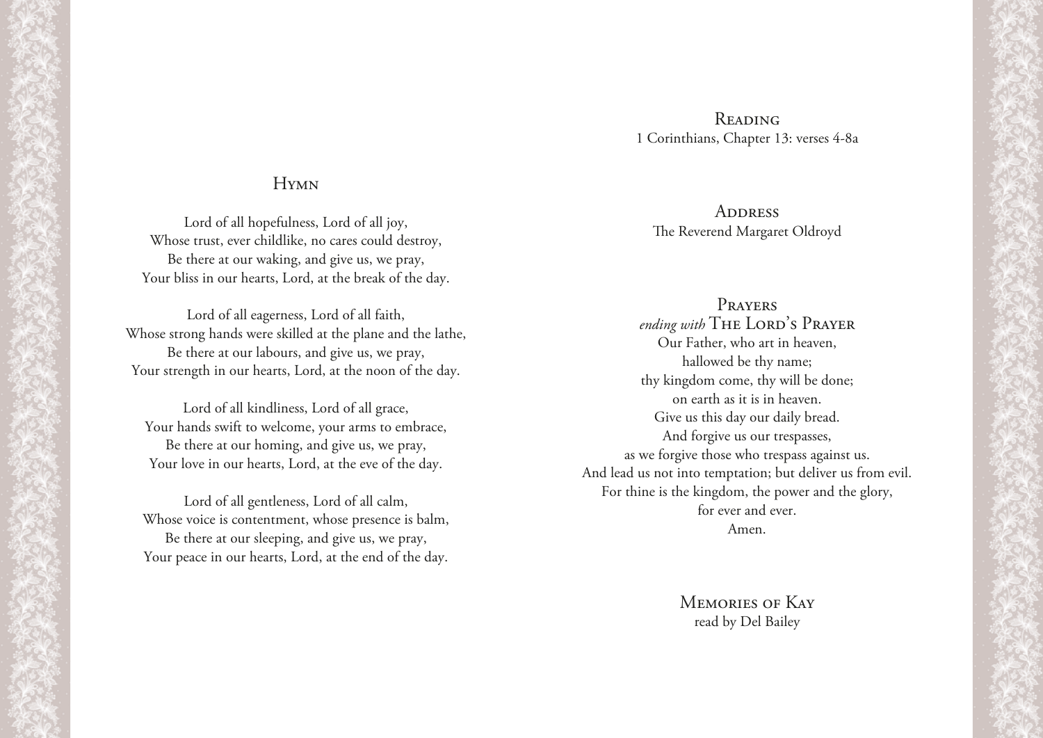## Hymn

Lord of all hopefulness, Lord of all joy,
Whose trust, ever childlike, no cares could destroy,
Be there at our waking, and give us, we pray,
Your bliss in our hearts, Lord, at the break of the day.

Lord of all eagerness, Lord of all faith,
Whose strong hands were skilled at the plane and the lathe,
Be there at our labours, and give us, we pray,
Your strength in our hearts, Lord, at the noon of the day.

Lord of all kindliness, Lord of all grace,
Your hands swift to welcome, your arms to embrace,
Be there at our homing, and give us, we pray,
Your love in our hearts, Lord, at the eve of the day.

Lord of all gentleness, Lord of all calm,
Whose voice is contentment, whose presence is balm,
Be there at our sleeping, and give us, we pray,
Your peace in our hearts, Lord, at the end of the day.

## Reading

1 Corinthians, Chapter 13: verses 4-8a

## Address

The Reverend Margaret Oldroyd

## Prayers

*ending with* The Lord's Prayer

Our Father, who art in heaven,
hallowed be thy name;
thy kingdom come, thy will be done;
on earth as it is in heaven.
Give us this day our daily bread.
And forgive us our trespasses,
as we forgive those who trespass against us.
And lead us not into temptation; but deliver us from evil.
For thine is the kingdom, the power and the glory,
for ever and ever.
Amen.

## Memories of Kay

read by Del Bailey